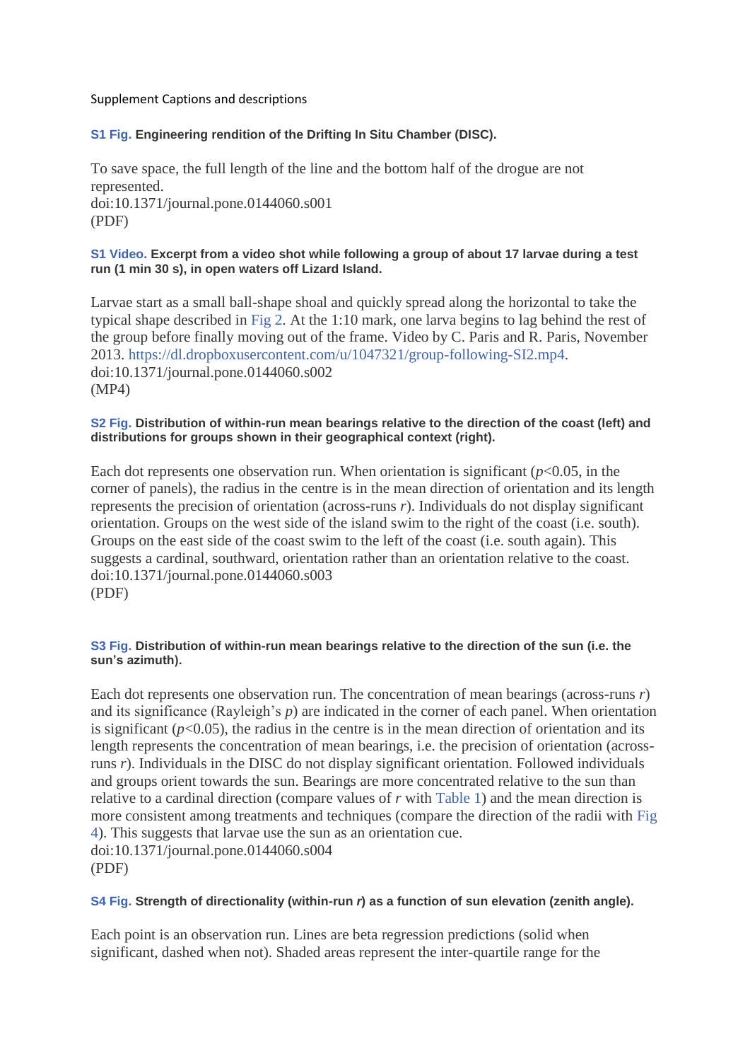Supplement Captions and descriptions

**S1 Fig. Engineering rendition of the Drifting In Situ Chamber (DISC).**

To save space, the full length of the line and the bottom half of the drogue are not represented.
doi:10.1371/journal.pone.0144060.s001
(PDF)

**S1 Video. Excerpt from a video shot while following a group of about 17 larvae during a test run (1 min 30 s), in open waters off Lizard Island.**

Larvae start as a small ball-shape shoal and quickly spread along the horizontal to take the typical shape described in Fig 2. At the 1:10 mark, one larva begins to lag behind the rest of the group before finally moving out of the frame. Video by C. Paris and R. Paris, November 2013. https://dl.dropboxusercontent.com/u/1047321/group-following-SI2.mp4.
doi:10.1371/journal.pone.0144060.s002
(MP4)

**S2 Fig. Distribution of within-run mean bearings relative to the direction of the coast (left) and distributions for groups shown in their geographical context (right).**

Each dot represents one observation run. When orientation is significant ($p<0.05$, in the corner of panels), the radius in the centre is in the mean direction of orientation and its length represents the precision of orientation (across-runs $r$). Individuals do not display significant orientation. Groups on the west side of the island swim to the right of the coast (i.e. south). Groups on the east side of the coast swim to the left of the coast (i.e. south again). This suggests a cardinal, southward, orientation rather than an orientation relative to the coast.
doi:10.1371/journal.pone.0144060.s003
(PDF)

**S3 Fig. Distribution of within-run mean bearings relative to the direction of the sun (i.e. the sun's azimuth).**

Each dot represents one observation run. The concentration of mean bearings (across-runs $r$) and its significance (Rayleigh's $p$) are indicated in the corner of each panel. When orientation is significant ($p<0.05$), the radius in the centre is in the mean direction of orientation and its length represents the concentration of mean bearings, i.e. the precision of orientation (across-runs $r$). Individuals in the DISC do not display significant orientation. Followed individuals and groups orient towards the sun. Bearings are more concentrated relative to the sun than relative to a cardinal direction (compare values of $r$ with Table 1) and the mean direction is more consistent among treatments and techniques (compare the direction of the radii with Fig 4). This suggests that larvae use the sun as an orientation cue.
doi:10.1371/journal.pone.0144060.s004
(PDF)

**S4 Fig. Strength of directionality (within-run *r*) as a function of sun elevation (zenith angle).**

Each point is an observation run. Lines are beta regression predictions (solid when significant, dashed when not). Shaded areas represent the inter-quartile range for the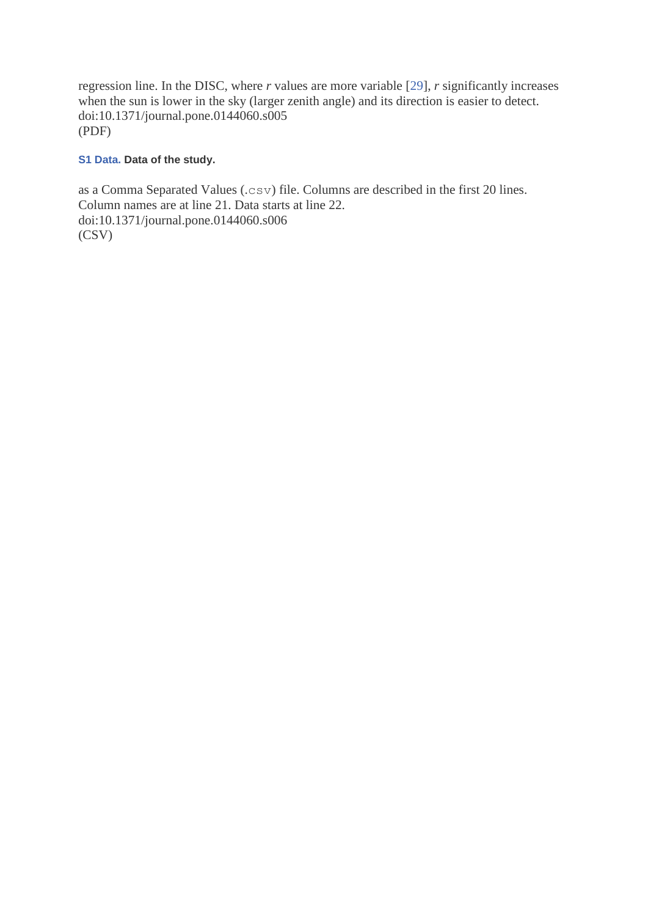regression line. In the DISC, where *r* values are more variable [29], *r* significantly increases when the sun is lower in the sky (larger zenith angle) and its direction is easier to detect.
doi:10.1371/journal.pone.0144060.s005
(PDF)

**S1 Data. Data of the study.**

as a Comma Separated Values (`.csv`) file. Columns are described in the first 20 lines. Column names are at line 21. Data starts at line 22.
doi:10.1371/journal.pone.0144060.s006
(CSV)